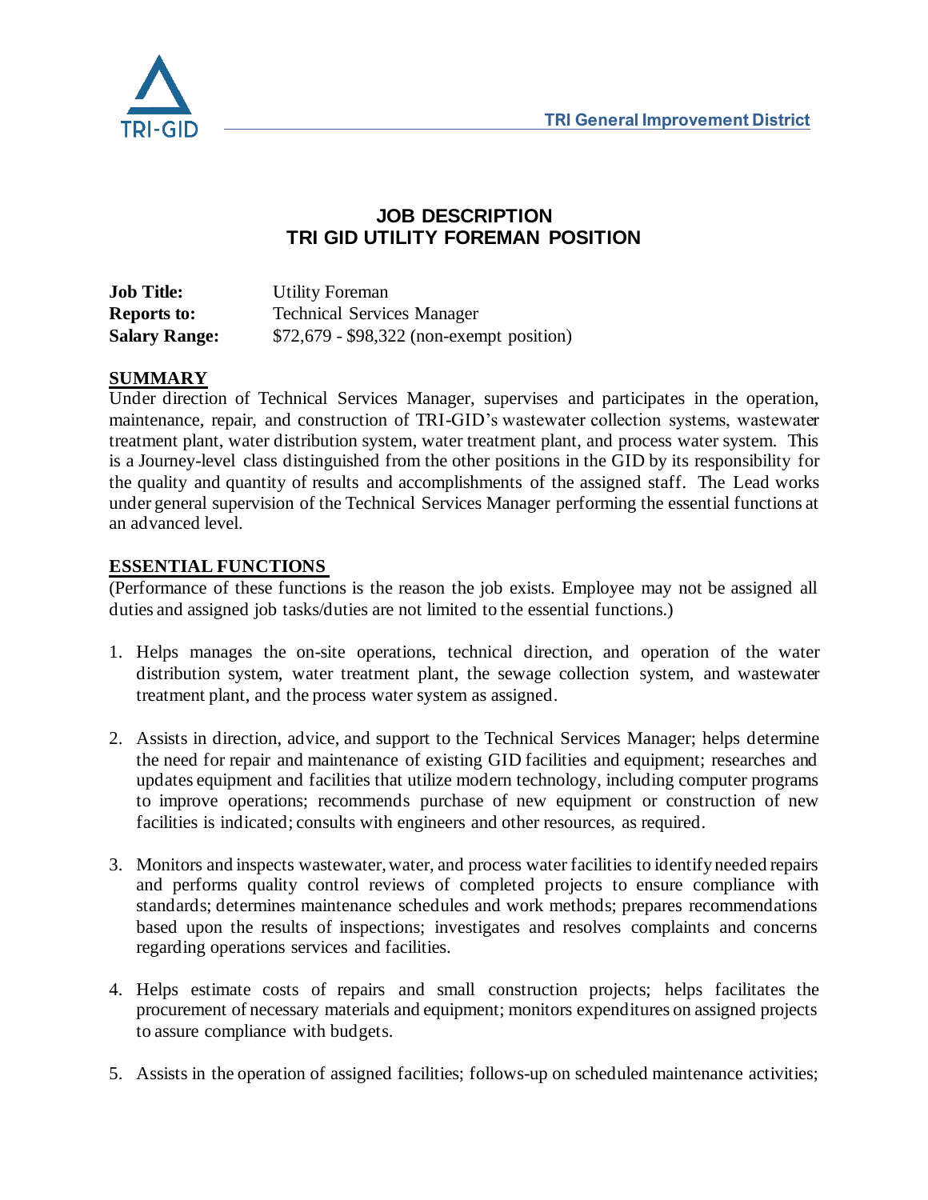TRI General Improvement District

# JOB DESCRIPTION
# TRI GID UTILITY FOREMAN POSITION

**Job Title:** Utility Foreman
**Reports to:** Technical Services Manager
**Salary Range:** $72,679 - $98,322 (non-exempt position)

## SUMMARY

Under direction of Technical Services Manager, supervises and participates in the operation, maintenance, repair, and construction of TRI-GID's wastewater collection systems, wastewater treatment plant, water distribution system, water treatment plant, and process water system. This is a Journey-level class distinguished from the other positions in the GID by its responsibility for the quality and quantity of results and accomplishments of the assigned staff. The Lead works under general supervision of the Technical Services Manager performing the essential functions at an advanced level.

## ESSENTIAL FUNCTIONS

(Performance of these functions is the reason the job exists. Employee may not be assigned all duties and assigned job tasks/duties are not limited to the essential functions.)

1. Helps manages the on-site operations, technical direction, and operation of the water distribution system, water treatment plant, the sewage collection system, and wastewater treatment plant, and the process water system as assigned.

2. Assists in direction, advice, and support to the Technical Services Manager; helps determine the need for repair and maintenance of existing GID facilities and equipment; researches and updates equipment and facilities that utilize modern technology, including computer programs to improve operations; recommends purchase of new equipment or construction of new facilities is indicated; consults with engineers and other resources, as required.

3. Monitors and inspects wastewater, water, and process water facilities to identify needed repairs and performs quality control reviews of completed projects to ensure compliance with standards; determines maintenance schedules and work methods; prepares recommendations based upon the results of inspections; investigates and resolves complaints and concerns regarding operations services and facilities.

4. Helps estimate costs of repairs and small construction projects; helps facilitates the procurement of necessary materials and equipment; monitors expenditures on assigned projects to assure compliance with budgets.

5. Assists in the operation of assigned facilities; follows-up on scheduled maintenance activities;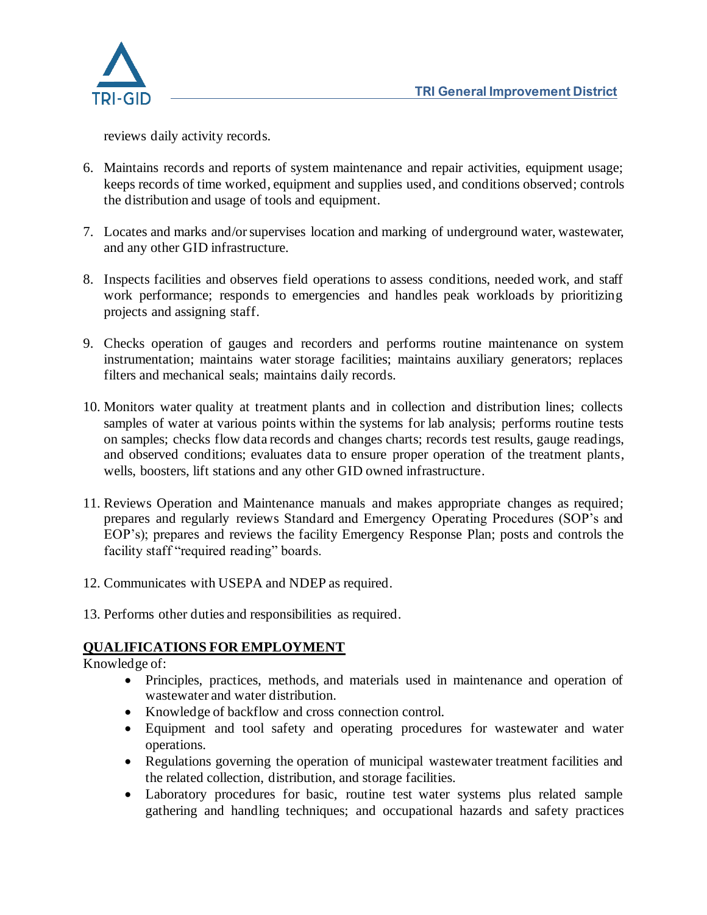reviews daily activity records.

6. Maintains records and reports of system maintenance and repair activities, equipment usage; keeps records of time worked, equipment and supplies used, and conditions observed; controls the distribution and usage of tools and equipment.

7. Locates and marks and/or supervises location and marking of underground water, wastewater, and any other GID infrastructure.

8. Inspects facilities and observes field operations to assess conditions, needed work, and staff work performance; responds to emergencies and handles peak workloads by prioritizing projects and assigning staff.

9. Checks operation of gauges and recorders and performs routine maintenance on system instrumentation; maintains water storage facilities; maintains auxiliary generators; replaces filters and mechanical seals; maintains daily records.

10. Monitors water quality at treatment plants and in collection and distribution lines; collects samples of water at various points within the systems for lab analysis; performs routine tests on samples; checks flow data records and changes charts; records test results, gauge readings, and observed conditions; evaluates data to ensure proper operation of the treatment plants, wells, boosters, lift stations and any other GID owned infrastructure.

11. Reviews Operation and Maintenance manuals and makes appropriate changes as required; prepares and regularly reviews Standard and Emergency Operating Procedures (SOP's and EOP's); prepares and reviews the facility Emergency Response Plan; posts and controls the facility staff "required reading" boards.

12. Communicates with USEPA and NDEP as required.

13. Performs other duties and responsibilities as required.

## QUALIFICATIONS FOR EMPLOYMENT

Knowledge of:

- Principles, practices, methods, and materials used in maintenance and operation of wastewater and water distribution.
- Knowledge of backflow and cross connection control.
- Equipment and tool safety and operating procedures for wastewater and water operations.
- Regulations governing the operation of municipal wastewater treatment facilities and the related collection, distribution, and storage facilities.
- Laboratory procedures for basic, routine test water systems plus related sample gathering and handling techniques; and occupational hazards and safety practices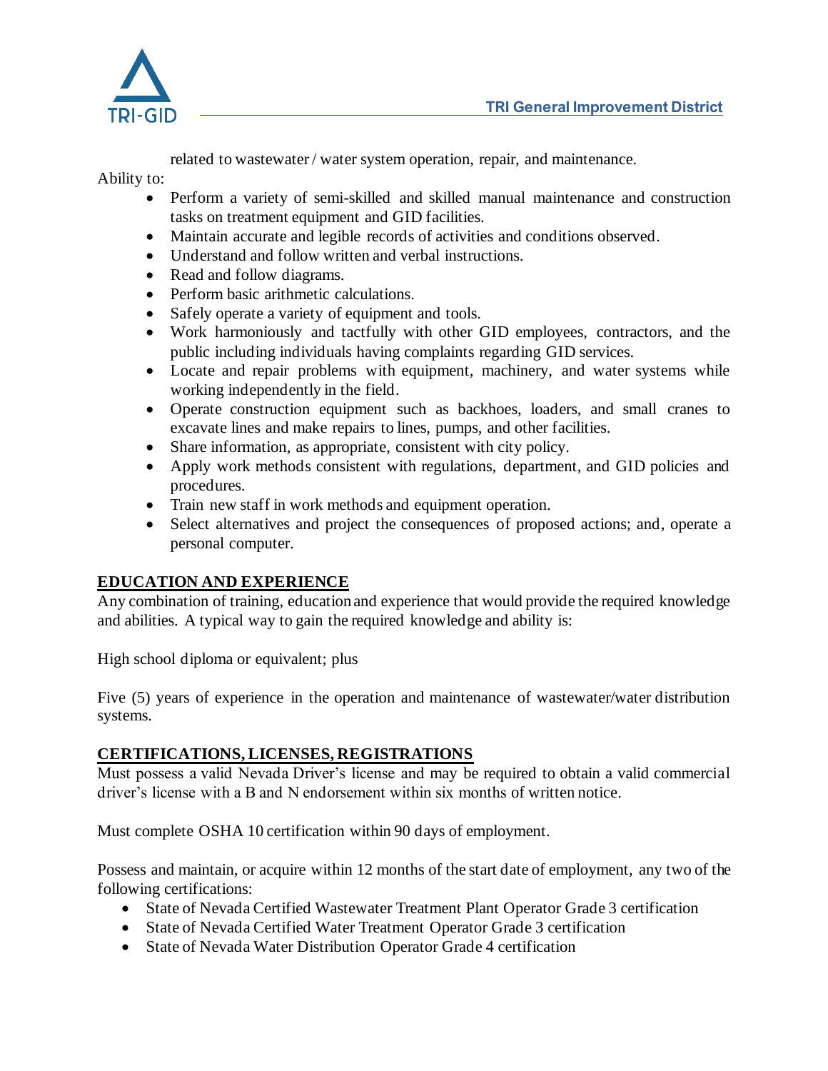related to wastewater / water system operation, repair, and maintenance.

Ability to:

- Perform a variety of semi-skilled and skilled manual maintenance and construction tasks on treatment equipment and GID facilities.
- Maintain accurate and legible records of activities and conditions observed.
- Understand and follow written and verbal instructions.
- Read and follow diagrams.
- Perform basic arithmetic calculations.
- Safely operate a variety of equipment and tools.
- Work harmoniously and tactfully with other GID employees, contractors, and the public including individuals having complaints regarding GID services.
- Locate and repair problems with equipment, machinery, and water systems while working independently in the field.
- Operate construction equipment such as backhoes, loaders, and small cranes to excavate lines and make repairs to lines, pumps, and other facilities.
- Share information, as appropriate, consistent with city policy.
- Apply work methods consistent with regulations, department, and GID policies and procedures.
- Train new staff in work methods and equipment operation.
- Select alternatives and project the consequences of proposed actions; and, operate a personal computer.

## EDUCATION AND EXPERIENCE

Any combination of training, education and experience that would provide the required knowledge and abilities. A typical way to gain the required knowledge and ability is:

High school diploma or equivalent; plus

Five (5) years of experience in the operation and maintenance of wastewater/water distribution systems.

## CERTIFICATIONS, LICENSES, REGISTRATIONS

Must possess a valid Nevada Driver's license and may be required to obtain a valid commercial driver's license with a B and N endorsement within six months of written notice.

Must complete OSHA 10 certification within 90 days of employment.

Possess and maintain, or acquire within 12 months of the start date of employment, any two of the following certifications:

- State of Nevada Certified Wastewater Treatment Plant Operator Grade 3 certification
- State of Nevada Certified Water Treatment Operator Grade 3 certification
- State of Nevada Water Distribution Operator Grade 4 certification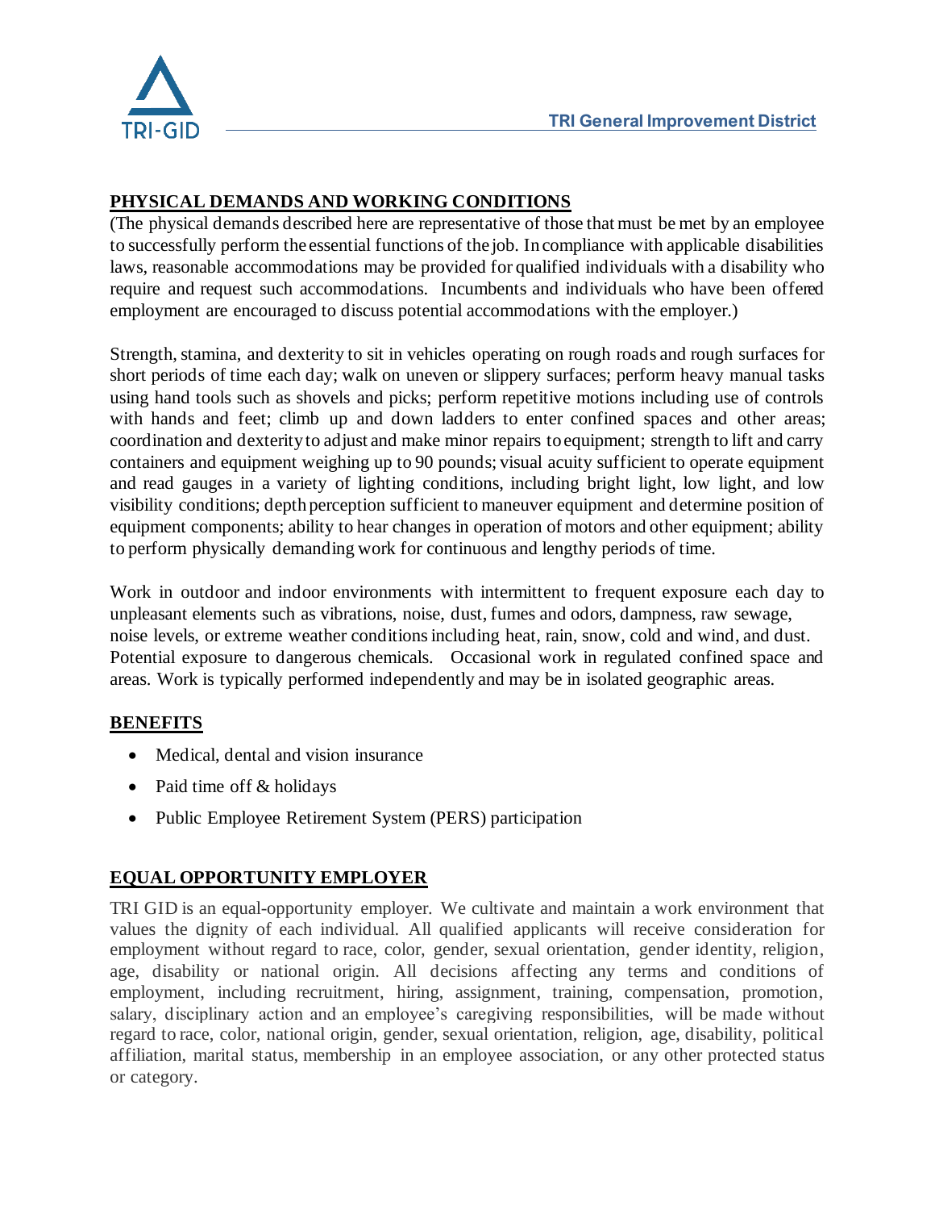## PHYSICAL DEMANDS AND WORKING CONDITIONS

(The physical demands described here are representative of those that must be met by an employee to successfully perform the essential functions of the job. In compliance with applicable disabilities laws, reasonable accommodations may be provided for qualified individuals with a disability who require and request such accommodations. Incumbents and individuals who have been offered employment are encouraged to discuss potential accommodations with the employer.)

Strength, stamina, and dexterity to sit in vehicles operating on rough roads and rough surfaces for short periods of time each day; walk on uneven or slippery surfaces; perform heavy manual tasks using hand tools such as shovels and picks; perform repetitive motions including use of controls with hands and feet; climb up and down ladders to enter confined spaces and other areas; coordination and dexterity to adjust and make minor repairs to equipment; strength to lift and carry containers and equipment weighing up to 90 pounds; visual acuity sufficient to operate equipment and read gauges in a variety of lighting conditions, including bright light, low light, and low visibility conditions; depth perception sufficient to maneuver equipment and determine position of equipment components; ability to hear changes in operation of motors and other equipment; ability to perform physically demanding work for continuous and lengthy periods of time.

Work in outdoor and indoor environments with intermittent to frequent exposure each day to unpleasant elements such as vibrations, noise, dust, fumes and odors, dampness, raw sewage, noise levels, or extreme weather conditions including heat, rain, snow, cold and wind, and dust. Potential exposure to dangerous chemicals. Occasional work in regulated confined space and areas. Work is typically performed independently and may be in isolated geographic areas.

## BENEFITS

- Medical, dental and vision insurance
- Paid time off & holidays
- Public Employee Retirement System (PERS) participation

## EQUAL OPPORTUNITY EMPLOYER

TRI GID is an equal-opportunity employer. We cultivate and maintain a work environment that values the dignity of each individual. All qualified applicants will receive consideration for employment without regard to race, color, gender, sexual orientation, gender identity, religion, age, disability or national origin. All decisions affecting any terms and conditions of employment, including recruitment, hiring, assignment, training, compensation, promotion, salary, disciplinary action and an employee's caregiving responsibilities, will be made without regard to race, color, national origin, gender, sexual orientation, religion, age, disability, political affiliation, marital status, membership in an employee association, or any other protected status or category.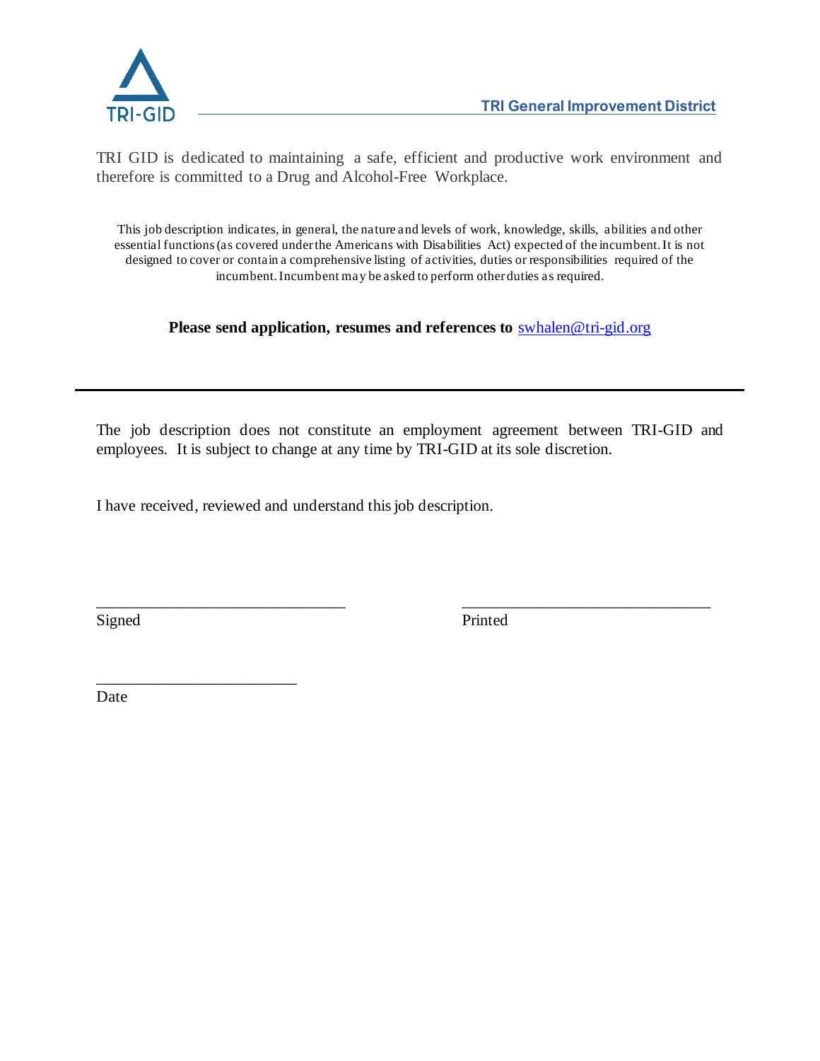TRI-GID

**TRI General Improvement District**

TRI GID is dedicated to maintaining a safe, efficient and productive work environment and therefore is committed to a Drug and Alcohol-Free Workplace.

This job description indicates, in general, the nature and levels of work, knowledge, skills, abilities and other essential functions (as covered under the Americans with Disabilities Act) expected of the incumbent. It is not designed to cover or contain a comprehensive listing of activities, duties or responsibilities required of the incumbent. Incumbent may be asked to perform other duties as required.

**Please send application, resumes and references to** swhalen@tri-gid.org

---

The job description does not constitute an employment agreement between TRI-GID and employees. It is subject to change at any time by TRI-GID at its sole discretion.

I have received, reviewed and understand this job description.

_______________________________ Signed

_______________________________ Printed

________________________ Date